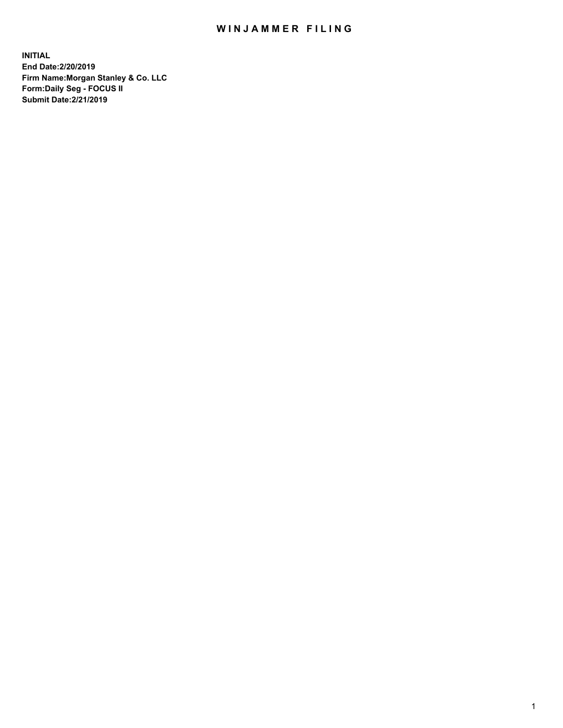# WINJAMMER FILING

**INITIAL**
**End Date:2/20/2019**
**Firm Name:Morgan Stanley & Co. LLC**
**Form:Daily Seg - FOCUS II**
**Submit Date:2/21/2019**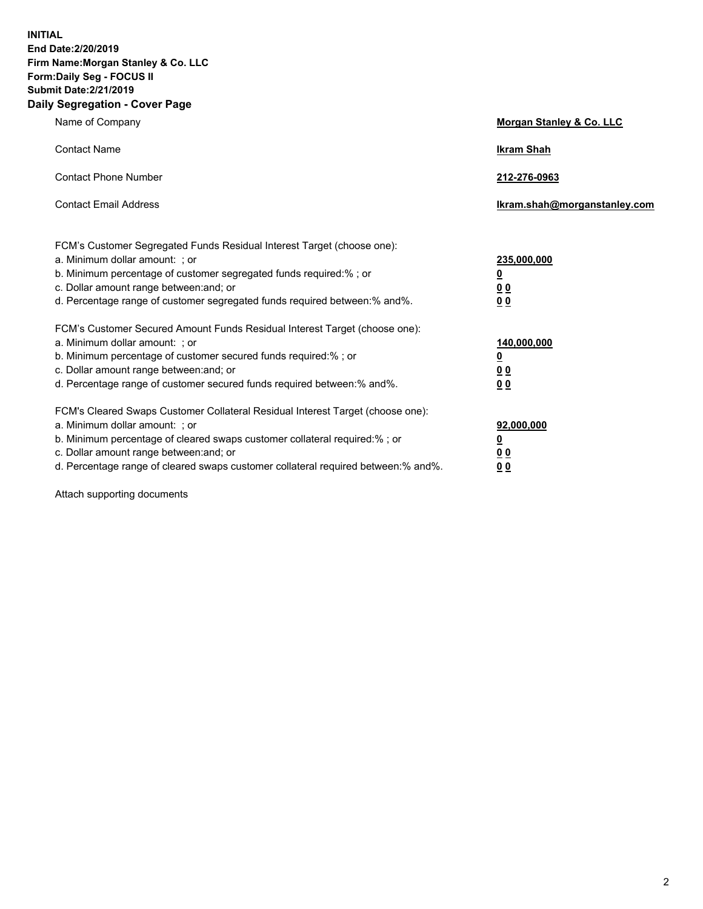**INITIAL**
**End Date:2/20/2019**
**Firm Name:Morgan Stanley & Co. LLC**
**Form:Daily Seg - FOCUS II**
**Submit Date:2/21/2019**

## Daily Segregation - Cover Page

| | |
|---|---|
| Name of Company | **Morgan Stanley & Co. LLC** |
| Contact Name | **Ikram Shah** |
| Contact Phone Number | **212-276-0963** |
| Contact Email Address | **Ikram.shah@morganstanley.com** |

| | |
|---|---|
| FCM's Customer Segregated Funds Residual Interest Target (choose one): | |
| a. Minimum dollar amount: ; or | **235,000,000** |
| b. Minimum percentage of customer segregated funds required:% ; or | **0** |
| c. Dollar amount range between:and; or | **0 0** |
| d. Percentage range of customer segregated funds required between:% and%. | **0 0** |
| FCM's Customer Secured Amount Funds Residual Interest Target (choose one): | |
| a. Minimum dollar amount: ; or | **140,000,000** |
| b. Minimum percentage of customer secured funds required:% ; or | **0** |
| c. Dollar amount range between:and; or | **0 0** |
| d. Percentage range of customer secured funds required between:% and%. | **0 0** |
| FCM's Cleared Swaps Customer Collateral Residual Interest Target (choose one): | |
| a. Minimum dollar amount: ; or | **92,000,000** |
| b. Minimum percentage of cleared swaps customer collateral required:% ; or | **0** |
| c. Dollar amount range between:and; or | **0 0** |
| d. Percentage range of cleared swaps customer collateral required between:% and%. | **0 0** |

Attach supporting documents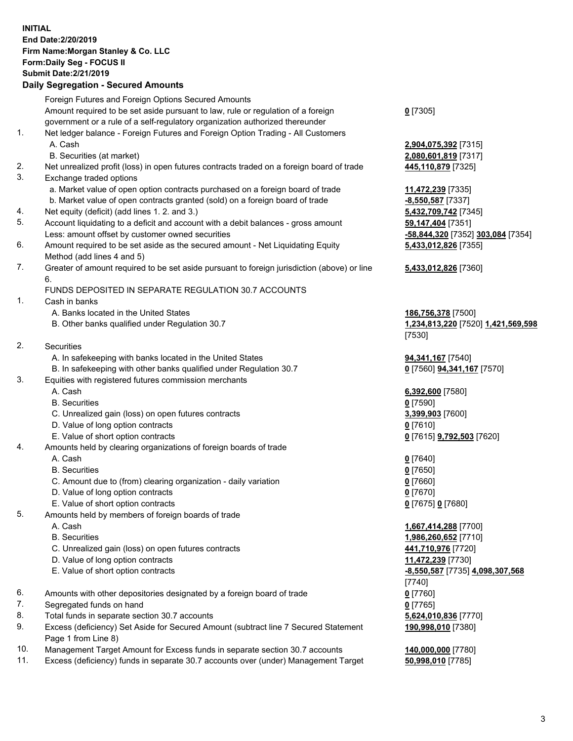**INITIAL**
**End Date:2/20/2019**
**Firm Name:Morgan Stanley & Co. LLC**
**Form:Daily Seg - FOCUS II**
**Submit Date:2/21/2019**

**Daily Segregation - Secured Amounts**

| | | |
|---|---|---|
| | Foreign Futures and Foreign Options Secured Amounts | |
| | Amount required to be set aside pursuant to law, rule or regulation of a foreign government or a rule of a self-regulatory organization authorized thereunder | **0** [7305] |
| 1. | Net ledger balance - Foreign Futures and Foreign Option Trading - All Customers | |
| | A. Cash | **2,904,075,392** [7315] |
| | B. Securities (at market) | **2,080,601,819** [7317] |
| 2. | Net unrealized profit (loss) in open futures contracts traded on a foreign board of trade | **445,110,879** [7325] |
| 3. | Exchange traded options | |
| | a. Market value of open option contracts purchased on a foreign board of trade | **11,472,239** [7335] |
| | b. Market value of open contracts granted (sold) on a foreign board of trade | **-8,550,587** [7337] |
| 4. | Net equity (deficit) (add lines 1. 2. and 3.) | **5,432,709,742** [7345] |
| 5. | Account liquidating to a deficit and account with a debit balances - gross amount | **59,147,404** [7351] |
| | Less: amount offset by customer owned securities | **-58,844,320** [7352] **303,084** [7354] |
| 6. | Amount required to be set aside as the secured amount - Net Liquidating Equity Method (add lines 4 and 5) | **5,433,012,826** [7355] |
| 7. | Greater of amount required to be set aside pursuant to foreign jurisdiction (above) or line 6. | **5,433,012,826** [7360] |
| | FUNDS DEPOSITED IN SEPARATE REGULATION 30.7 ACCOUNTS | |
| 1. | Cash in banks | |
| | A. Banks located in the United States | **186,756,378** [7500] |
| | B. Other banks qualified under Regulation 30.7 | **1,234,813,220** [7520] **1,421,569,598** [7530] |
| 2. | Securities | |
| | A. In safekeeping with banks located in the United States | **94,341,167** [7540] |
| | B. In safekeeping with other banks qualified under Regulation 30.7 | **0** [7560] **94,341,167** [7570] |
| 3. | Equities with registered futures commission merchants | |
| | A. Cash | **6,392,600** [7580] |
| | B. Securities | **0** [7590] |
| | C. Unrealized gain (loss) on open futures contracts | **3,399,903** [7600] |
| | D. Value of long option contracts | **0** [7610] |
| | E. Value of short option contracts | **0** [7615] **9,792,503** [7620] |
| 4. | Amounts held by clearing organizations of foreign boards of trade | |
| | A. Cash | **0** [7640] |
| | B. Securities | **0** [7650] |
| | C. Amount due to (from) clearing organization - daily variation | **0** [7660] |
| | D. Value of long option contracts | **0** [7670] |
| | E. Value of short option contracts | **0** [7675] **0** [7680] |
| 5. | Amounts held by members of foreign boards of trade | |
| | A. Cash | **1,667,414,288** [7700] |
| | B. Securities | **1,986,260,652** [7710] |
| | C. Unrealized gain (loss) on open futures contracts | **441,710,976** [7720] |
| | D. Value of long option contracts | **11,472,239** [7730] |
| | E. Value of short option contracts | **-8,550,587** [7735] **4,098,307,568** [7740] |
| 6. | Amounts with other depositories designated by a foreign board of trade | **0** [7760] |
| 7. | Segregated funds on hand | **0** [7765] |
| 8. | Total funds in separate section 30.7 accounts | **5,624,010,836** [7770] |
| 9. | Excess (deficiency) Set Aside for Secured Amount (subtract line 7 Secured Statement Page 1 from Line 8) | **190,998,010** [7380] |
| 10. | Management Target Amount for Excess funds in separate section 30.7 accounts | **140,000,000** [7780] |
| 11. | Excess (deficiency) funds in separate 30.7 accounts over (under) Management Target | **50,998,010** [7785] |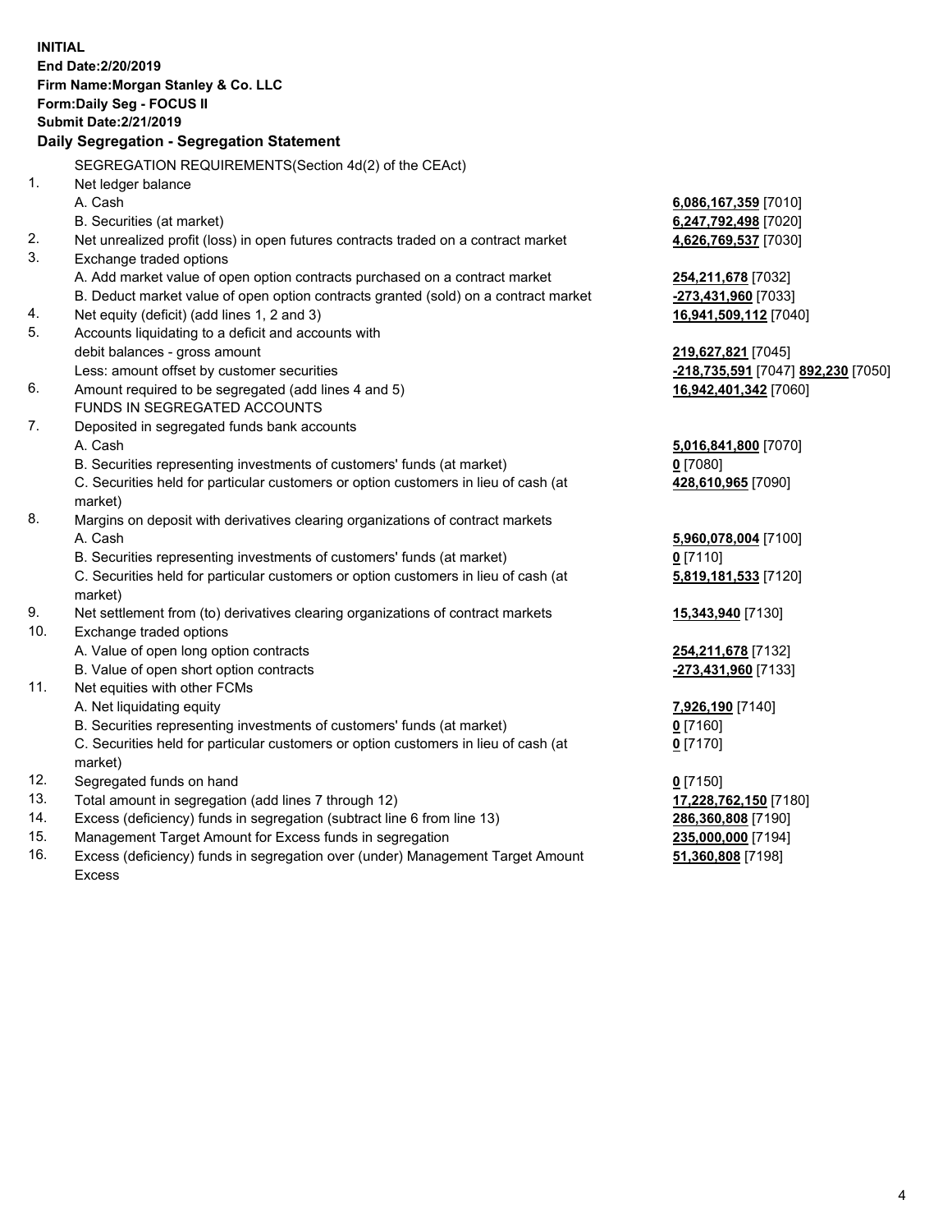**INITIAL**
**End Date:2/20/2019**
**Firm Name:Morgan Stanley & Co. LLC**
**Form:Daily Seg - FOCUS II**
**Submit Date:2/21/2019**

## Daily Segregation - Segregation Statement

SEGREGATION REQUIREMENTS(Section 4d(2) of the CEAct)

| | | |
|---|---|---|
| 1. | Net ledger balance | |
| | A. Cash | **6,086,167,359** [7010] |
| | B. Securities (at market) | **6,247,792,498** [7020] |
| 2. | Net unrealized profit (loss) in open futures contracts traded on a contract market | **4,626,769,537** [7030] |
| 3. | Exchange traded options | |
| | A. Add market value of open option contracts purchased on a contract market | **254,211,678** [7032] |
| | B. Deduct market value of open option contracts granted (sold) on a contract market | **-273,431,960** [7033] |
| 4. | Net equity (deficit) (add lines 1, 2 and 3) | **16,941,509,112** [7040] |
| 5. | Accounts liquidating to a deficit and accounts with | |
| | debit balances - gross amount | **219,627,821** [7045] |
| | Less: amount offset by customer securities | **-218,735,591** [7047] **892,230** [7050] |
| 6. | Amount required to be segregated (add lines 4 and 5) | **16,942,401,342** [7060] |
| | FUNDS IN SEGREGATED ACCOUNTS | |
| 7. | Deposited in segregated funds bank accounts | |
| | A. Cash | **5,016,841,800** [7070] |
| | B. Securities representing investments of customers' funds (at market) | **0** [7080] |
| | C. Securities held for particular customers or option customers in lieu of cash (at market) | **428,610,965** [7090] |
| 8. | Margins on deposit with derivatives clearing organizations of contract markets | |
| | A. Cash | **5,960,078,004** [7100] |
| | B. Securities representing investments of customers' funds (at market) | **0** [7110] |
| | C. Securities held for particular customers or option customers in lieu of cash (at market) | **5,819,181,533** [7120] |
| 9. | Net settlement from (to) derivatives clearing organizations of contract markets | **15,343,940** [7130] |
| 10. | Exchange traded options | |
| | A. Value of open long option contracts | **254,211,678** [7132] |
| | B. Value of open short option contracts | **-273,431,960** [7133] |
| 11. | Net equities with other FCMs | |
| | A. Net liquidating equity | **7,926,190** [7140] |
| | B. Securities representing investments of customers' funds (at market) | **0** [7160] |
| | C. Securities held for particular customers or option customers in lieu of cash (at market) | **0** [7170] |
| 12. | Segregated funds on hand | **0** [7150] |
| 13. | Total amount in segregation (add lines 7 through 12) | **17,228,762,150** [7180] |
| 14. | Excess (deficiency) funds in segregation (subtract line 6 from line 13) | **286,360,808** [7190] |
| 15. | Management Target Amount for Excess funds in segregation | **235,000,000** [7194] |
| 16. | Excess (deficiency) funds in segregation over (under) Management Target Amount Excess | **51,360,808** [7198] |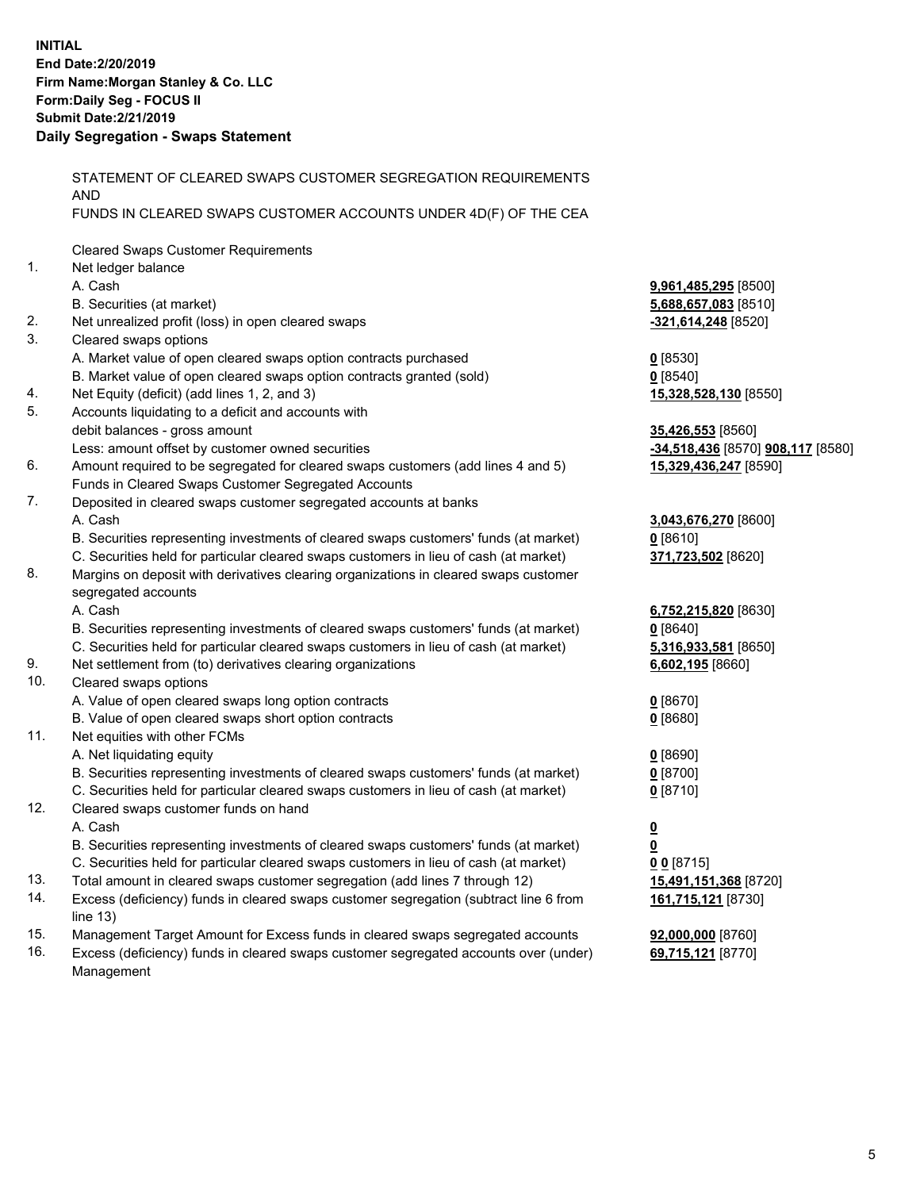**INITIAL**
**End Date:2/20/2019**
**Firm Name:Morgan Stanley & Co. LLC**
**Form:Daily Seg - FOCUS II**
**Submit Date:2/21/2019**
**Daily Segregation - Swaps Statement**

STATEMENT OF CLEARED SWAPS CUSTOMER SEGREGATION REQUIREMENTS AND FUNDS IN CLEARED SWAPS CUSTOMER ACCOUNTS UNDER 4D(F) OF THE CEA

| | | |
|---|---|---|
| | Cleared Swaps Customer Requirements | |
| 1. | Net ledger balance | |
| | A. Cash | **9,961,485,295** [8500] |
| | B. Securities (at market) | **5,688,657,083** [8510] |
| 2. | Net unrealized profit (loss) in open cleared swaps | **-321,614,248** [8520] |
| 3. | Cleared swaps options | |
| | A. Market value of open cleared swaps option contracts purchased | **0** [8530] |
| | B. Market value of open cleared swaps option contracts granted (sold) | **0** [8540] |
| 4. | Net Equity (deficit) (add lines 1, 2, and 3) | **15,328,528,130** [8550] |
| 5. | Accounts liquidating to a deficit and accounts with debit balances - gross amount | **35,426,553** [8560] |
| | Less: amount offset by customer owned securities | **-34,518,436** [8570] **908,117** [8580] |
| 6. | Amount required to be segregated for cleared swaps customers (add lines 4 and 5) | **15,329,436,247** [8590] |
| | Funds in Cleared Swaps Customer Segregated Accounts | |
| 7. | Deposited in cleared swaps customer segregated accounts at banks | |
| | A. Cash | **3,043,676,270** [8600] |
| | B. Securities representing investments of cleared swaps customers' funds (at market) | **0** [8610] |
| | C. Securities held for particular cleared swaps customers in lieu of cash (at market) | **371,723,502** [8620] |
| 8. | Margins on deposit with derivatives clearing organizations in cleared swaps customer segregated accounts | |
| | A. Cash | **6,752,215,820** [8630] |
| | B. Securities representing investments of cleared swaps customers' funds (at market) | **0** [8640] |
| | C. Securities held for particular cleared swaps customers in lieu of cash (at market) | **5,316,933,581** [8650] |
| 9. | Net settlement from (to) derivatives clearing organizations | **6,602,195** [8660] |
| 10. | Cleared swaps options | |
| | A. Value of open cleared swaps long option contracts | **0** [8670] |
| | B. Value of open cleared swaps short option contracts | **0** [8680] |
| 11. | Net equities with other FCMs | |
| | A. Net liquidating equity | **0** [8690] |
| | B. Securities representing investments of cleared swaps customers' funds (at market) | **0** [8700] |
| | C. Securities held for particular cleared swaps customers in lieu of cash (at market) | **0** [8710] |
| 12. | Cleared swaps customer funds on hand | |
| | A. Cash | **0** |
| | B. Securities representing investments of cleared swaps customers' funds (at market) | **0** |
| | C. Securities held for particular cleared swaps customers in lieu of cash (at market) | **0** **0** [8715] |
| 13. | Total amount in cleared swaps customer segregation (add lines 7 through 12) | **15,491,151,368** [8720] |
| 14. | Excess (deficiency) funds in cleared swaps customer segregation (subtract line 6 from line 13) | **161,715,121** [8730] |
| 15. | Management Target Amount for Excess funds in cleared swaps segregated accounts | **92,000,000** [8760] |
| 16. | Excess (deficiency) funds in cleared swaps customer segregated accounts over (under) Management | **69,715,121** [8770] |